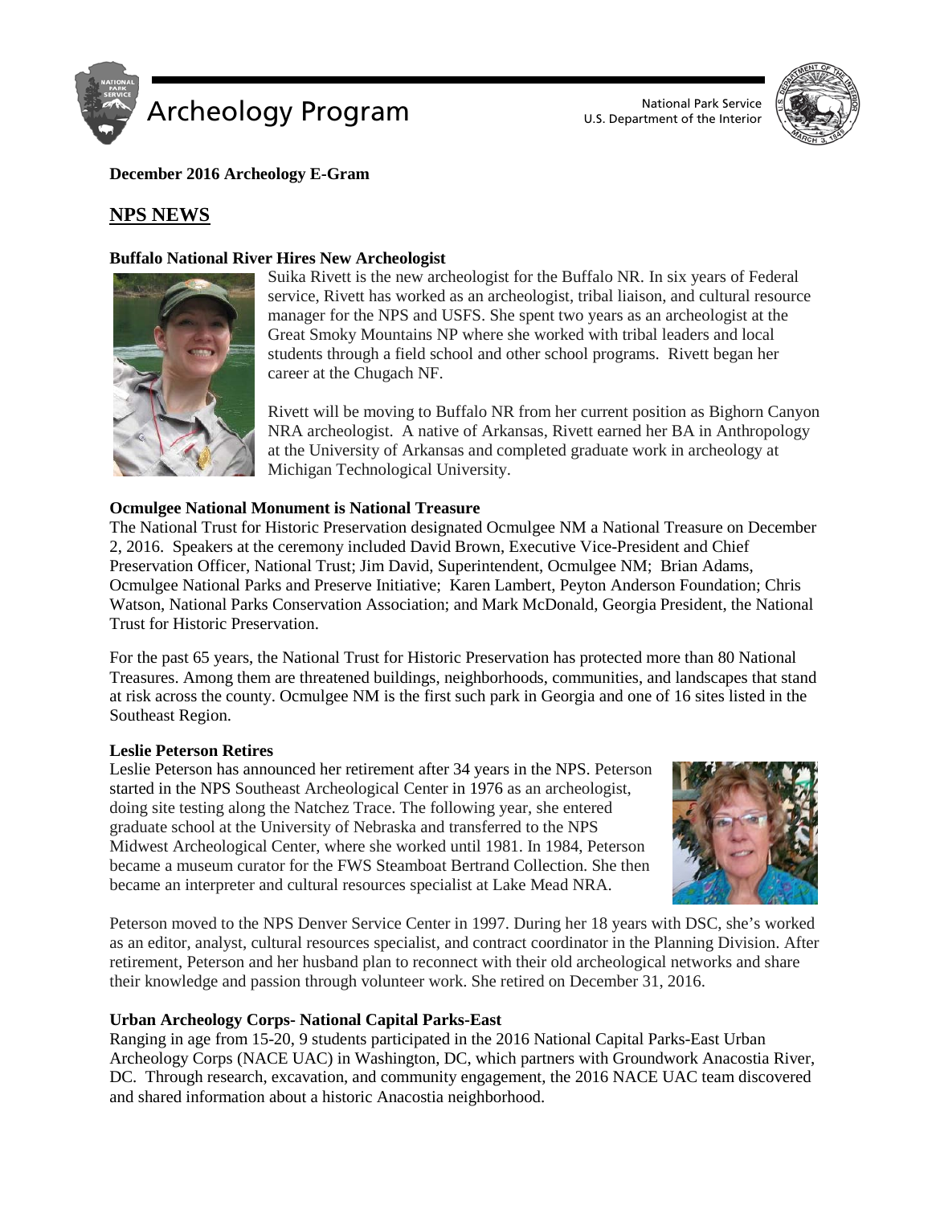# Archeology Program

National Park Service
U.S. Department of the Interior

**December 2016 Archeology E-Gram**

## NPS NEWS

### Buffalo National River Hires New Archeologist

Suika Rivett is the new archeologist for the Buffalo NR. In six years of Federal service, Rivett has worked as an archeologist, tribal liaison, and cultural resource manager for the NPS and USFS. She spent two years as an archeologist at the Great Smoky Mountains NP where she worked with tribal leaders and local students through a field school and other school programs. Rivett began her career at the Chugach NF.

Rivett will be moving to Buffalo NR from her current position as Bighorn Canyon NRA archeologist. A native of Arkansas, Rivett earned her BA in Anthropology at the University of Arkansas and completed graduate work in archeology at Michigan Technological University.

### Ocmulgee National Monument is National Treasure

The National Trust for Historic Preservation designated Ocmulgee NM a National Treasure on December 2, 2016. Speakers at the ceremony included David Brown, Executive Vice-President and Chief Preservation Officer, National Trust; Jim David, Superintendent, Ocmulgee NM; Brian Adams, Ocmulgee National Parks and Preserve Initiative; Karen Lambert, Peyton Anderson Foundation; Chris Watson, National Parks Conservation Association; and Mark McDonald, Georgia President, the National Trust for Historic Preservation.

For the past 65 years, the National Trust for Historic Preservation has protected more than 80 National Treasures. Among them are threatened buildings, neighborhoods, communities, and landscapes that stand at risk across the county. Ocmulgee NM is the first such park in Georgia and one of 16 sites listed in the Southeast Region.

### Leslie Peterson Retires

Leslie Peterson has announced her retirement after 34 years in the NPS. Peterson started in the NPS Southeast Archeological Center in 1976 as an archeologist, doing site testing along the Natchez Trace. The following year, she entered graduate school at the University of Nebraska and transferred to the NPS Midwest Archeological Center, where she worked until 1981. In 1984, Peterson became a museum curator for the FWS Steamboat Bertrand Collection. She then became an interpreter and cultural resources specialist at Lake Mead NRA.

Peterson moved to the NPS Denver Service Center in 1997. During her 18 years with DSC, she's worked as an editor, analyst, cultural resources specialist, and contract coordinator in the Planning Division. After retirement, Peterson and her husband plan to reconnect with their old archeological networks and share their knowledge and passion through volunteer work. She retired on December 31, 2016.

### Urban Archeology Corps- National Capital Parks-East

Ranging in age from 15-20, 9 students participated in the 2016 National Capital Parks-East Urban Archeology Corps (NACE UAC) in Washington, DC, which partners with Groundwork Anacostia River, DC. Through research, excavation, and community engagement, the 2016 NACE UAC team discovered and shared information about a historic Anacostia neighborhood.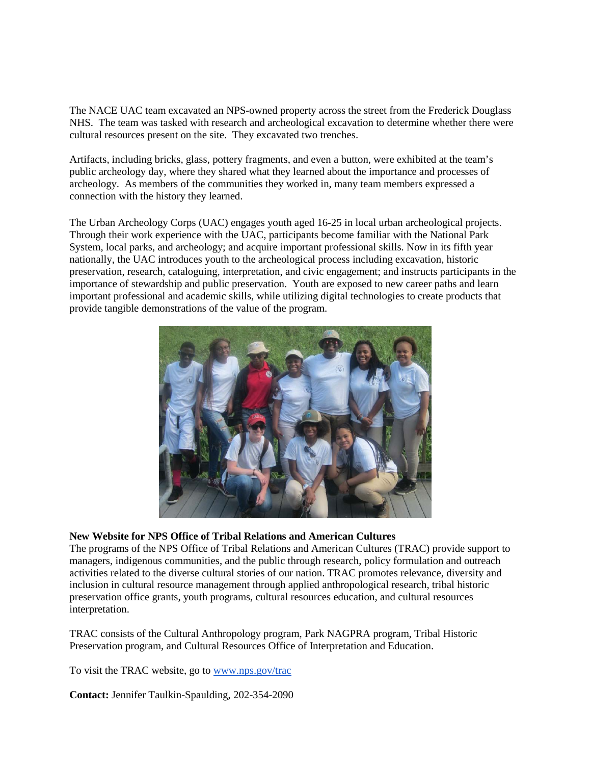The NACE UAC team excavated an NPS-owned property across the street from the Frederick Douglass NHS. The team was tasked with research and archeological excavation to determine whether there were cultural resources present on the site. They excavated two trenches.

Artifacts, including bricks, glass, pottery fragments, and even a button, were exhibited at the team's public archeology day, where they shared what they learned about the importance and processes of archeology. As members of the communities they worked in, many team members expressed a connection with the history they learned.

The Urban Archeology Corps (UAC) engages youth aged 16-25 in local urban archeological projects. Through their work experience with the UAC, participants become familiar with the National Park System, local parks, and archeology; and acquire important professional skills. Now in its fifth year nationally, the UAC introduces youth to the archeological process including excavation, historic preservation, research, cataloguing, interpretation, and civic engagement; and instructs participants in the importance of stewardship and public preservation. Youth are exposed to new career paths and learn important professional and academic skills, while utilizing digital technologies to create products that provide tangible demonstrations of the value of the program.

**New Website for NPS Office of Tribal Relations and American Cultures**

The programs of the NPS Office of Tribal Relations and American Cultures (TRAC) provide support to managers, indigenous communities, and the public through research, policy formulation and outreach activities related to the diverse cultural stories of our nation. TRAC promotes relevance, diversity and inclusion in cultural resource management through applied anthropological research, tribal historic preservation office grants, youth programs, cultural resources education, and cultural resources interpretation.

TRAC consists of the Cultural Anthropology program, Park NAGPRA program, Tribal Historic Preservation program, and Cultural Resources Office of Interpretation and Education.

To visit the TRAC website, go to [www.nps.gov/trac](http://www.nps.gov/trac)

**Contact:** Jennifer Taulkin-Spaulding, 202-354-2090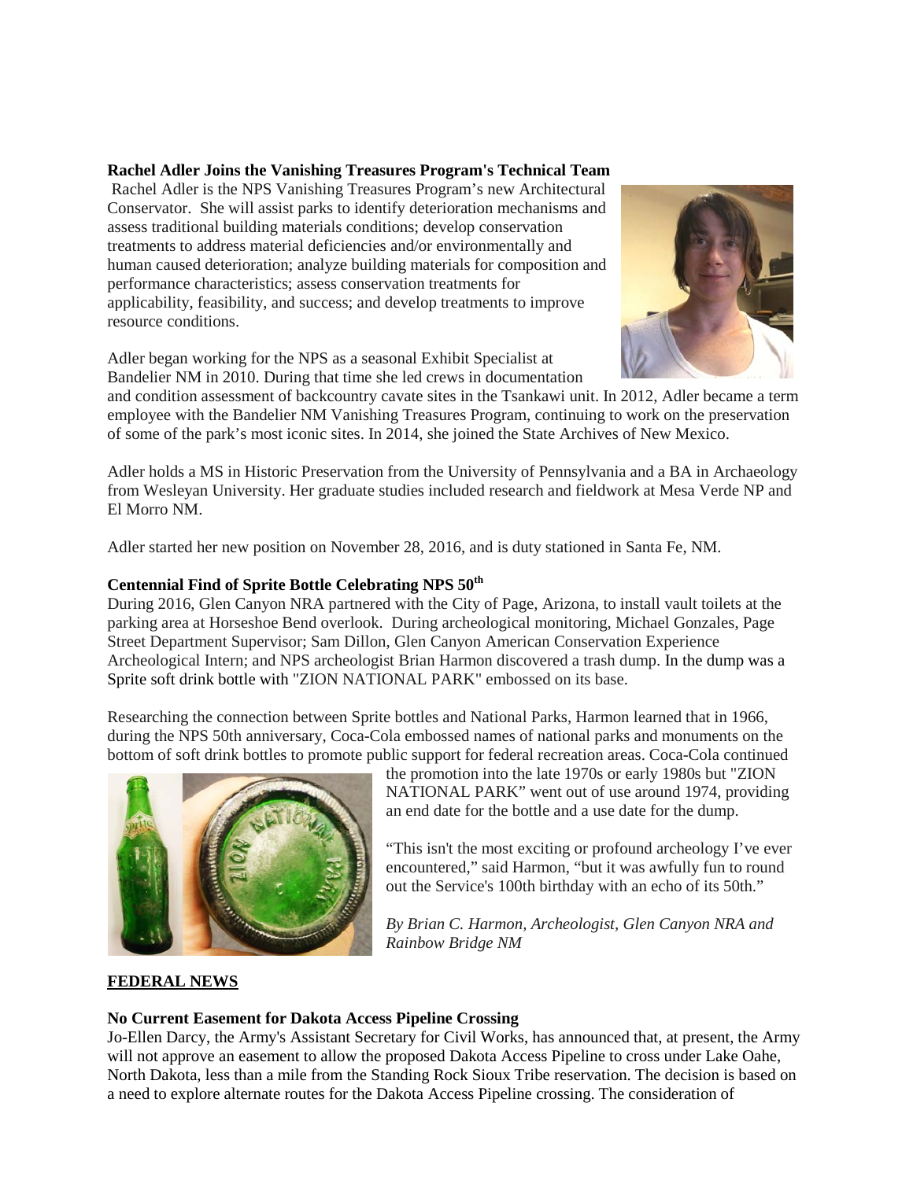**Rachel Adler Joins the Vanishing Treasures Program's Technical Team**

Rachel Adler is the NPS Vanishing Treasures Program's new Architectural Conservator. She will assist parks to identify deterioration mechanisms and assess traditional building materials conditions; develop conservation treatments to address material deficiencies and/or environmentally and human caused deterioration; analyze building materials for composition and performance characteristics; assess conservation treatments for applicability, feasibility, and success; and develop treatments to improve resource conditions.

Adler began working for the NPS as a seasonal Exhibit Specialist at Bandelier NM in 2010. During that time she led crews in documentation and condition assessment of backcountry cavate sites in the Tsankawi unit. In 2012, Adler became a term employee with the Bandelier NM Vanishing Treasures Program, continuing to work on the preservation of some of the park's most iconic sites. In 2014, she joined the State Archives of New Mexico.

Adler holds a MS in Historic Preservation from the University of Pennsylvania and a BA in Archaeology from Wesleyan University. Her graduate studies included research and fieldwork at Mesa Verde NP and El Morro NM.

Adler started her new position on November 28, 2016, and is duty stationed in Santa Fe, NM.

**Centennial Find of Sprite Bottle Celebrating NPS 50th**

During 2016, Glen Canyon NRA partnered with the City of Page, Arizona, to install vault toilets at the parking area at Horseshoe Bend overlook. During archeological monitoring, Michael Gonzales, Page Street Department Supervisor; Sam Dillon, Glen Canyon American Conservation Experience Archeological Intern; and NPS archeologist Brian Harmon discovered a trash dump. In the dump was a Sprite soft drink bottle with "ZION NATIONAL PARK" embossed on its base.

Researching the connection between Sprite bottles and National Parks, Harmon learned that in 1966, during the NPS 50th anniversary, Coca-Cola embossed names of national parks and monuments on the bottom of soft drink bottles to promote public support for federal recreation areas. Coca-Cola continued the promotion into the late 1970s or early 1980s but "ZION NATIONAL PARK" went out of use around 1974, providing an end date for the bottle and a use date for the dump.

"This isn't the most exciting or profound archeology I've ever encountered," said Harmon, "but it was awfully fun to round out the Service's 100th birthday with an echo of its 50th."

*By Brian C. Harmon, Archeologist, Glen Canyon NRA and Rainbow Bridge NM*

## FEDERAL NEWS

**No Current Easement for Dakota Access Pipeline Crossing**

Jo-Ellen Darcy, the Army's Assistant Secretary for Civil Works, has announced that, at present, the Army will not approve an easement to allow the proposed Dakota Access Pipeline to cross under Lake Oahe, North Dakota, less than a mile from the Standing Rock Sioux Tribe reservation. The decision is based on a need to explore alternate routes for the Dakota Access Pipeline crossing. The consideration of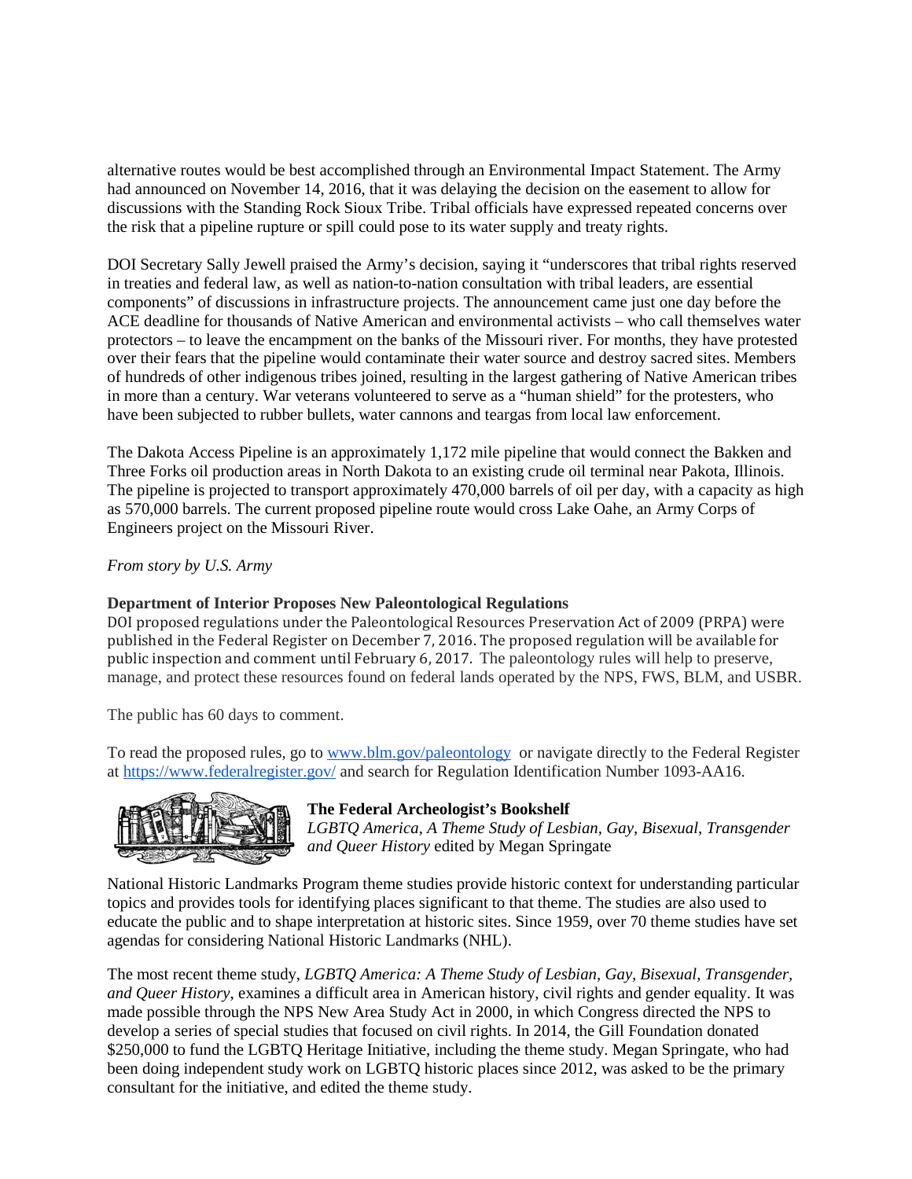alternative routes would be best accomplished through an Environmental Impact Statement. The Army had announced on November 14, 2016, that it was delaying the decision on the easement to allow for discussions with the Standing Rock Sioux Tribe. Tribal officials have expressed repeated concerns over the risk that a pipeline rupture or spill could pose to its water supply and treaty rights.

DOI Secretary Sally Jewell praised the Army's decision, saying it "underscores that tribal rights reserved in treaties and federal law, as well as nation-to-nation consultation with tribal leaders, are essential components" of discussions in infrastructure projects. The announcement came just one day before the ACE deadline for thousands of Native American and environmental activists – who call themselves water protectors – to leave the encampment on the banks of the Missouri river. For months, they have protested over their fears that the pipeline would contaminate their water source and destroy sacred sites. Members of hundreds of other indigenous tribes joined, resulting in the largest gathering of Native American tribes in more than a century. War veterans volunteered to serve as a "human shield" for the protesters, who have been subjected to rubber bullets, water cannons and teargas from local law enforcement.

The Dakota Access Pipeline is an approximately 1,172 mile pipeline that would connect the Bakken and Three Forks oil production areas in North Dakota to an existing crude oil terminal near Pakota, Illinois. The pipeline is projected to transport approximately 470,000 barrels of oil per day, with a capacity as high as 570,000 barrels. The current proposed pipeline route would cross Lake Oahe, an Army Corps of Engineers project on the Missouri River.

*From story by U.S. Army*

**Department of Interior Proposes New Paleontological Regulations**

DOI proposed regulations under the Paleontological Resources Preservation Act of 2009 (PRPA) were published in the Federal Register on December 7, 2016. The proposed regulation will be available for public inspection and comment until February 6, 2017. The paleontology rules will help to preserve, manage, and protect these resources found on federal lands operated by the NPS, FWS, BLM, and USBR.

The public has 60 days to comment.

To read the proposed rules, go to [www.blm.gov/paleontology](www.blm.gov/paleontology) or navigate directly to the Federal Register at [https://www.federalregister.gov/](https://www.federalregister.gov/) and search for Regulation Identification Number 1093-AA16.

**The Federal Archeologist's Bookshelf**

*LGBTQ America, A Theme Study of Lesbian, Gay, Bisexual, Transgender and Queer History* edited by Megan Springate

National Historic Landmarks Program theme studies provide historic context for understanding particular topics and provides tools for identifying places significant to that theme. The studies are also used to educate the public and to shape interpretation at historic sites. Since 1959, over 70 theme studies have set agendas for considering National Historic Landmarks (NHL).

The most recent theme study, *LGBTQ America: A Theme Study of Lesbian, Gay, Bisexual, Transgender, and Queer History*, examines a difficult area in American history, civil rights and gender equality. It was made possible through the NPS New Area Study Act in 2000, in which Congress directed the NPS to develop a series of special studies that focused on civil rights. In 2014, the Gill Foundation donated $250,000 to fund the LGBTQ Heritage Initiative, including the theme study. Megan Springate, who had been doing independent study work on LGBTQ historic places since 2012, was asked to be the primary consultant for the initiative, and edited the theme study.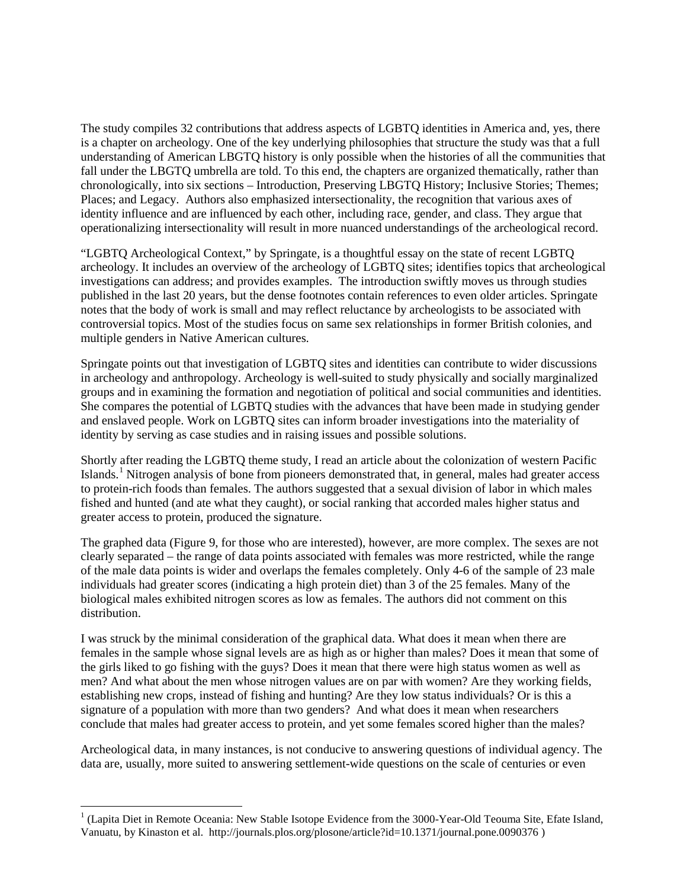The study compiles 32 contributions that address aspects of LGBTQ identities in America and, yes, there is a chapter on archeology. One of the key underlying philosophies that structure the study was that a full understanding of American LBGTQ history is only possible when the histories of all the communities that fall under the LBGTQ umbrella are told. To this end, the chapters are organized thematically, rather than chronologically, into six sections – Introduction, Preserving LBGTQ History; Inclusive Stories; Themes; Places; and Legacy. Authors also emphasized intersectionality, the recognition that various axes of identity influence and are influenced by each other, including race, gender, and class. They argue that operationalizing intersectionality will result in more nuanced understandings of the archeological record.

"LGBTQ Archeological Context," by Springate, is a thoughtful essay on the state of recent LGBTQ archeology. It includes an overview of the archeology of LGBTQ sites; identifies topics that archeological investigations can address; and provides examples. The introduction swiftly moves us through studies published in the last 20 years, but the dense footnotes contain references to even older articles. Springate notes that the body of work is small and may reflect reluctance by archeologists to be associated with controversial topics. Most of the studies focus on same sex relationships in former British colonies, and multiple genders in Native American cultures.

Springate points out that investigation of LGBTQ sites and identities can contribute to wider discussions in archeology and anthropology. Archeology is well-suited to study physically and socially marginalized groups and in examining the formation and negotiation of political and social communities and identities. She compares the potential of LGBTQ studies with the advances that have been made in studying gender and enslaved people. Work on LGBTQ sites can inform broader investigations into the materiality of identity by serving as case studies and in raising issues and possible solutions.

Shortly after reading the LGBTQ theme study, I read an article about the colonization of western Pacific Islands.[1] Nitrogen analysis of bone from pioneers demonstrated that, in general, males had greater access to protein-rich foods than females. The authors suggested that a sexual division of labor in which males fished and hunted (and ate what they caught), or social ranking that accorded males higher status and greater access to protein, produced the signature.

The graphed data (Figure 9, for those who are interested), however, are more complex. The sexes are not clearly separated – the range of data points associated with females was more restricted, while the range of the male data points is wider and overlaps the females completely. Only 4-6 of the sample of 23 male individuals had greater scores (indicating a high protein diet) than 3 of the 25 females. Many of the biological males exhibited nitrogen scores as low as females. The authors did not comment on this distribution.

I was struck by the minimal consideration of the graphical data. What does it mean when there are females in the sample whose signal levels are as high as or higher than males? Does it mean that some of the girls liked to go fishing with the guys? Does it mean that there were high status women as well as men? And what about the men whose nitrogen values are on par with women? Are they working fields, establishing new crops, instead of fishing and hunting? Are they low status individuals? Or is this a signature of a population with more than two genders? And what does it mean when researchers conclude that males had greater access to protein, and yet some females scored higher than the males?

Archeological data, in many instances, is not conducive to answering questions of individual agency. The data are, usually, more suited to answering settlement-wide questions on the scale of centuries or even

---

[1] (Lapita Diet in Remote Oceania: New Stable Isotope Evidence from the 3000-Year-Old Teouma Site, Efate Island, Vanuatu, by Kinaston et al. http://journals.plos.org/plosone/article?id=10.1371/journal.pone.0090376 )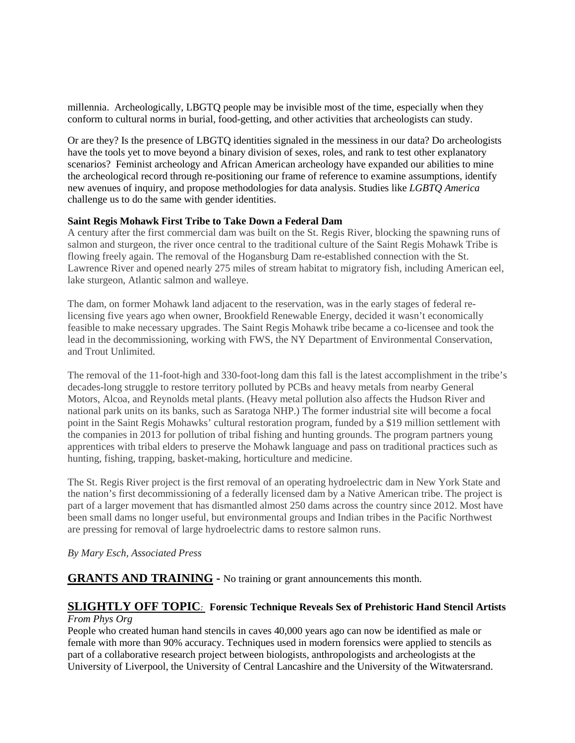millennia. Archeologically, LBGTQ people may be invisible most of the time, especially when they conform to cultural norms in burial, food-getting, and other activities that archeologists can study.

Or are they? Is the presence of LBGTQ identities signaled in the messiness in our data? Do archeologists have the tools yet to move beyond a binary division of sexes, roles, and rank to test other explanatory scenarios? Feminist archeology and African American archeology have expanded our abilities to mine the archeological record through re-positioning our frame of reference to examine assumptions, identify new avenues of inquiry, and propose methodologies for data analysis. Studies like *LGBTQ America* challenge us to do the same with gender identities.

**Saint Regis Mohawk First Tribe to Take Down a Federal Dam**

A century after the first commercial dam was built on the St. Regis River, blocking the spawning runs of salmon and sturgeon, the river once central to the traditional culture of the Saint Regis Mohawk Tribe is flowing freely again. The removal of the Hogansburg Dam re-established connection with the St. Lawrence River and opened nearly 275 miles of stream habitat to migratory fish, including American eel, lake sturgeon, Atlantic salmon and walleye.

The dam, on former Mohawk land adjacent to the reservation, was in the early stages of federal re-licensing five years ago when owner, Brookfield Renewable Energy, decided it wasn't economically feasible to make necessary upgrades. The Saint Regis Mohawk tribe became a co-licensee and took the lead in the decommissioning, working with FWS, the NY Department of Environmental Conservation, and Trout Unlimited.

The removal of the 11-foot-high and 330-foot-long dam this fall is the latest accomplishment in the tribe's decades-long struggle to restore territory polluted by PCBs and heavy metals from nearby General Motors, Alcoa, and Reynolds metal plants. (Heavy metal pollution also affects the Hudson River and national park units on its banks, such as Saratoga NHP.) The former industrial site will become a focal point in the Saint Regis Mohawks' cultural restoration program, funded by a $19 million settlement with the companies in 2013 for pollution of tribal fishing and hunting grounds. The program partners young apprentices with tribal elders to preserve the Mohawk language and pass on traditional practices such as hunting, fishing, trapping, basket-making, horticulture and medicine.

The St. Regis River project is the first removal of an operating hydroelectric dam in New York State and the nation's first decommissioning of a federally licensed dam by a Native American tribe. The project is part of a larger movement that has dismantled almost 250 dams across the country since 2012. Most have been small dams no longer useful, but environmental groups and Indian tribes in the Pacific Northwest are pressing for removal of large hydroelectric dams to restore salmon runs.

*By Mary Esch, Associated Press*

## GRANTS AND TRAINING - No training or grant announcements this month.

## SLIGHTLY OFF TOPIC: Forensic Technique Reveals Sex of Prehistoric Hand Stencil Artists

*From Phys Org*

People who created human hand stencils in caves 40,000 years ago can now be identified as male or female with more than 90% accuracy. Techniques used in modern forensics were applied to stencils as part of a collaborative research project between biologists, anthropologists and archeologists at the University of Liverpool, the University of Central Lancashire and the University of the Witwatersrand.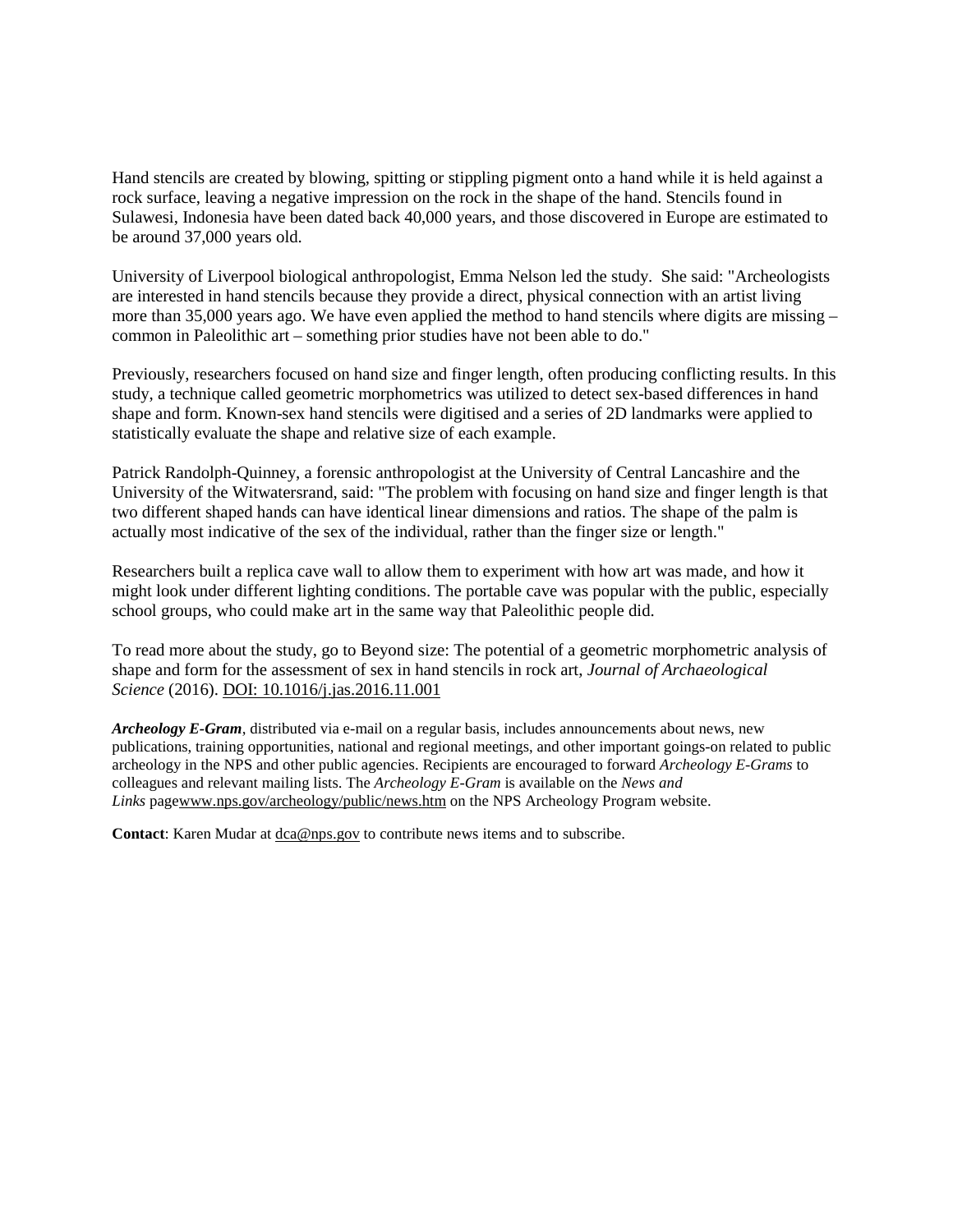Hand stencils are created by blowing, spitting or stippling pigment onto a hand while it is held against a rock surface, leaving a negative impression on the rock in the shape of the hand. Stencils found in Sulawesi, Indonesia have been dated back 40,000 years, and those discovered in Europe are estimated to be around 37,000 years old.

University of Liverpool biological anthropologist, Emma Nelson led the study. She said: "Archeologists are interested in hand stencils because they provide a direct, physical connection with an artist living more than 35,000 years ago. We have even applied the method to hand stencils where digits are missing – common in Paleolithic art – something prior studies have not been able to do."

Previously, researchers focused on hand size and finger length, often producing conflicting results. In this study, a technique called geometric morphometrics was utilized to detect sex-based differences in hand shape and form. Known-sex hand stencils were digitised and a series of 2D landmarks were applied to statistically evaluate the shape and relative size of each example.

Patrick Randolph-Quinney, a forensic anthropologist at the University of Central Lancashire and the University of the Witwatersrand, said: "The problem with focusing on hand size and finger length is that two different shaped hands can have identical linear dimensions and ratios. The shape of the palm is actually most indicative of the sex of the individual, rather than the finger size or length."

Researchers built a replica cave wall to allow them to experiment with how art was made, and how it might look under different lighting conditions. The portable cave was popular with the public, especially school groups, who could make art in the same way that Paleolithic people did.

To read more about the study, go to Beyond size: The potential of a geometric morphometric analysis of shape and form for the assessment of sex in hand stencils in rock art, *Journal of Archaeological Science* (2016). DOI: 10.1016/j.jas.2016.11.001

***Archeology E-Gram***, distributed via e-mail on a regular basis, includes announcements about news, new publications, training opportunities, national and regional meetings, and other important goings-on related to public archeology in the NPS and other public agencies. Recipients are encouraged to forward *Archeology E-Grams* to colleagues and relevant mailing lists. The *Archeology E-Gram* is available on the *News and Links* pagewww.nps.gov/archeology/public/news.htm on the NPS Archeology Program website.

**Contact**: Karen Mudar at dca@nps.gov to contribute news items and to subscribe.